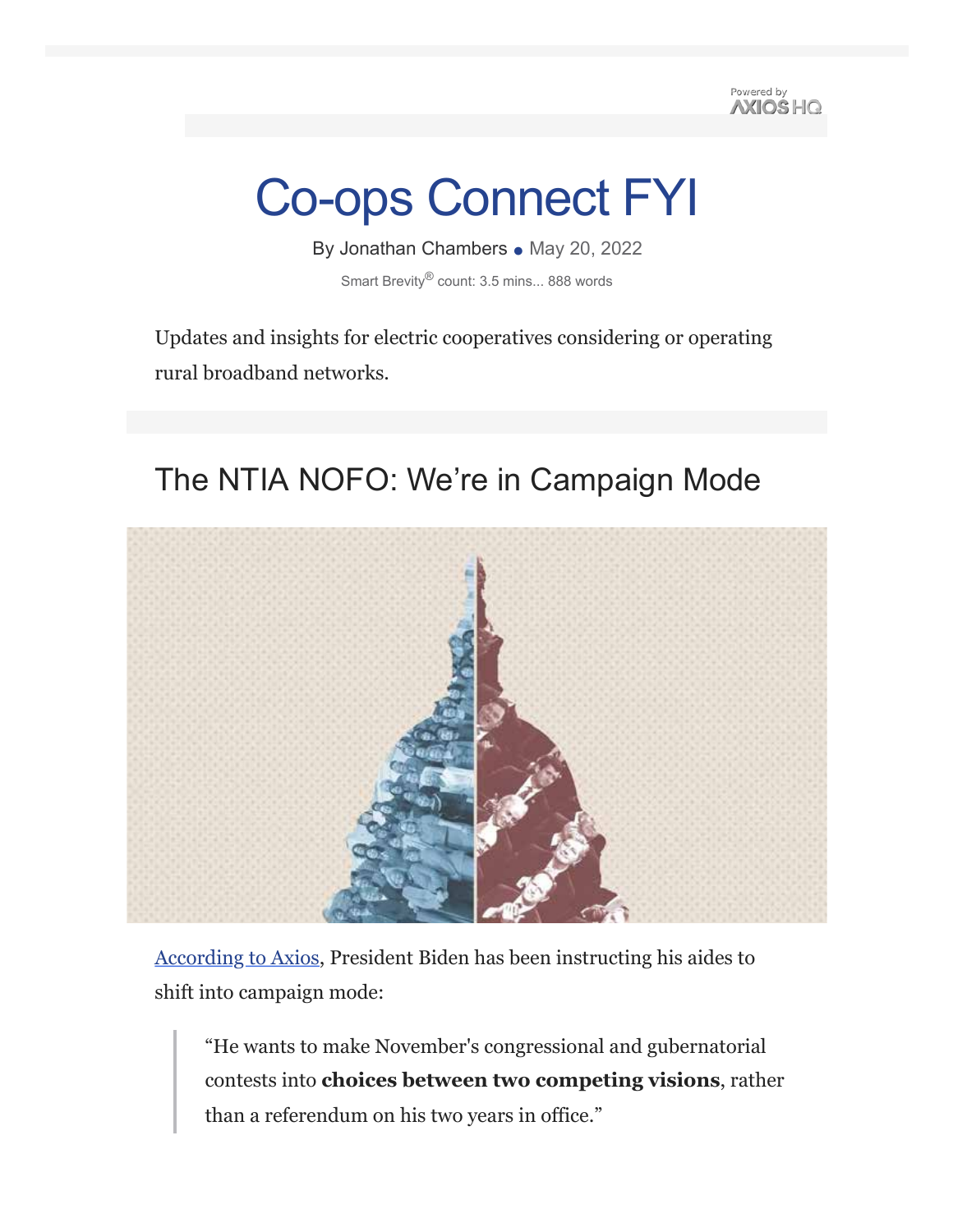Powered by AXIOS HQ

# Co-ops Connect FYI

By Jonathan Chambers • May 20, 2022

Smart Brevity® count: 3.5 mins... 888 words

Updates and insights for electric cooperatives considering or operating rural broadband networks.

## The NTIA NOFO: We're in Campaign Mode

[According to Axios](), President Biden has been instructing his aides to shift into campaign mode:

> "He wants to make November's congressional and gubernatorial contests into **choices between two competing visions**, rather than a referendum on his two years in office."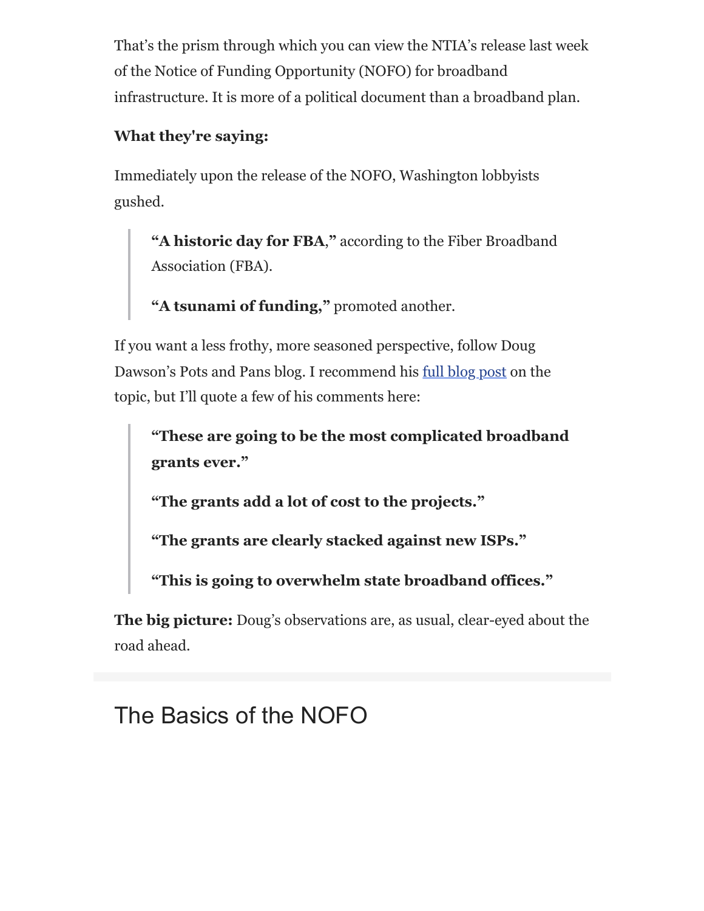That's the prism through which you can view the NTIA's release last week of the Notice of Funding Opportunity (NOFO) for broadband infrastructure. It is more of a political document than a broadband plan.

**What they're saying:**

Immediately upon the release of the NOFO, Washington lobbyists gushed.

> **"A historic day for FBA,"** according to the Fiber Broadband Association (FBA).
>
> **"A tsunami of funding,"** promoted another.

If you want a less frothy, more seasoned perspective, follow Doug Dawson's Pots and Pans blog. I recommend his full blog post on the topic, but I'll quote a few of his comments here:

> **"These are going to be the most complicated broadband grants ever."**
>
> **"The grants add a lot of cost to the projects."**
>
> **"The grants are clearly stacked against new ISPs."**
>
> **"This is going to overwhelm state broadband offices."**

**The big picture:** Doug's observations are, as usual, clear-eyed about the road ahead.

## The Basics of the NOFO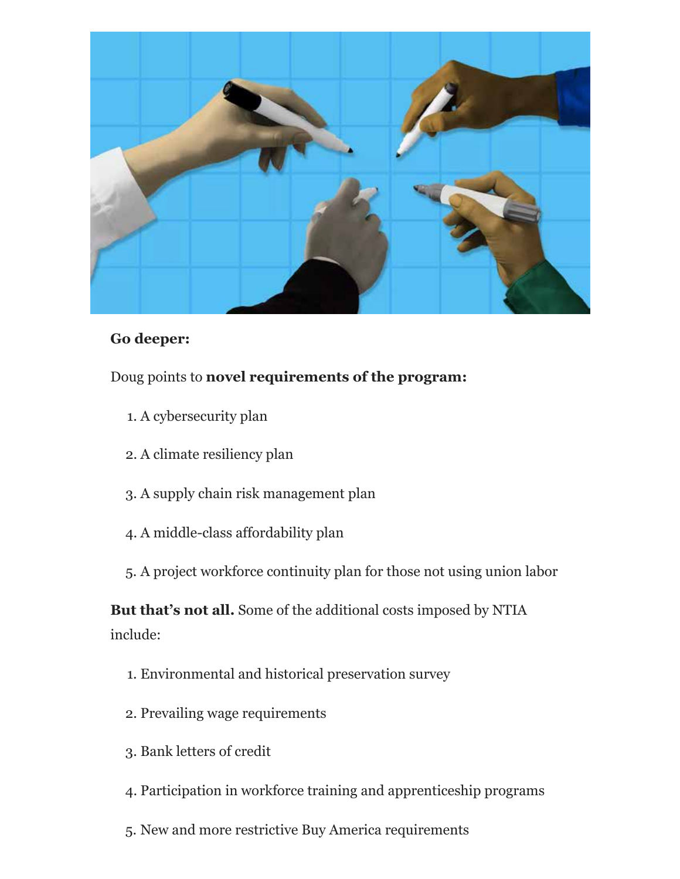**Go deeper:**

Doug points to **novel requirements of the program:**

1. A cybersecurity plan
2. A climate resiliency plan
3. A supply chain risk management plan
4. A middle-class affordability plan
5. A project workforce continuity plan for those not using union labor

**But that's not all.** Some of the additional costs imposed by NTIA include:

1. Environmental and historical preservation survey
2. Prevailing wage requirements
3. Bank letters of credit
4. Participation in workforce training and apprenticeship programs
5. New and more restrictive Buy America requirements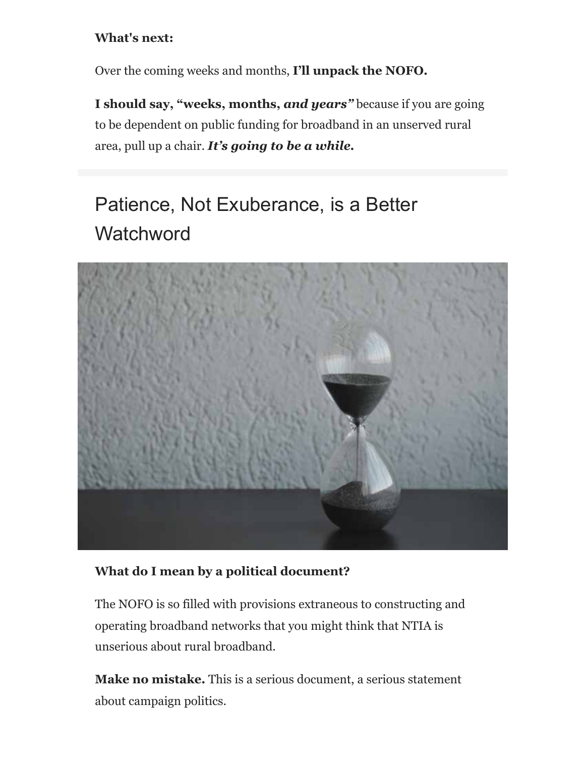**What's next:**

Over the coming weeks and months, **I'll unpack the NOFO.**

**I should say, "weeks, months, *and years"*** because if you are going to be dependent on public funding for broadband in an unserved rural area, pull up a chair. ***It's going to be a while.***

## Patience, Not Exuberance, is a Better Watchword

**What do I mean by a political document?**

The NOFO is so filled with provisions extraneous to constructing and operating broadband networks that you might think that NTIA is unserious about rural broadband.

**Make no mistake.** This is a serious document, a serious statement about campaign politics.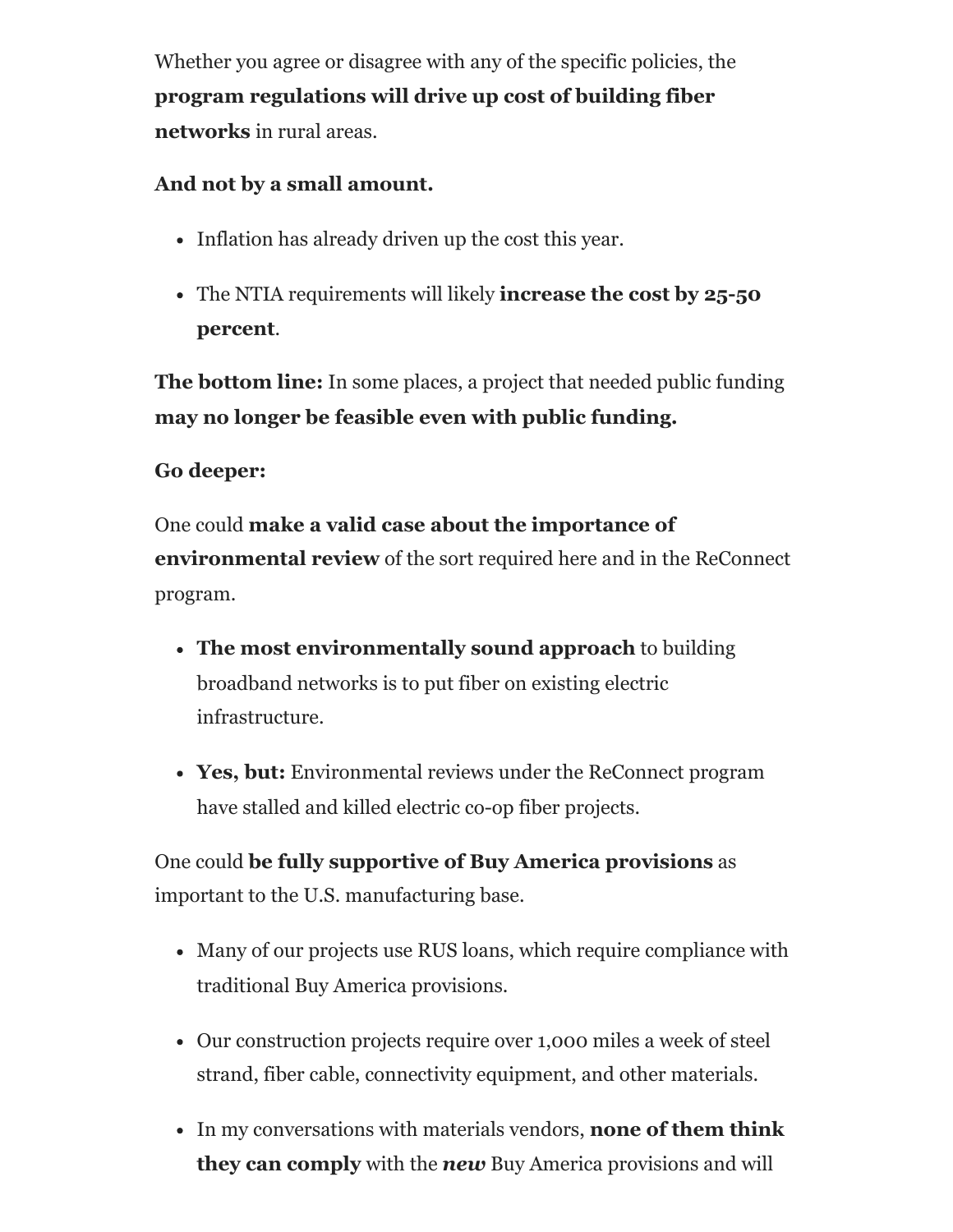Whether you agree or disagree with any of the specific policies, the **program regulations will drive up cost of building fiber networks** in rural areas.

**And not by a small amount.**

- Inflation has already driven up the cost this year.
- The NTIA requirements will likely **increase the cost by 25-50 percent**.

**The bottom line:** In some places, a project that needed public funding **may no longer be feasible even with public funding.**

**Go deeper:**

One could **make a valid case about the importance of environmental review** of the sort required here and in the ReConnect program.

- **The most environmentally sound approach** to building broadband networks is to put fiber on existing electric infrastructure.
- **Yes, but:** Environmental reviews under the ReConnect program have stalled and killed electric co-op fiber projects.

One could **be fully supportive of Buy America provisions** as important to the U.S. manufacturing base.

- Many of our projects use RUS loans, which require compliance with traditional Buy America provisions.
- Our construction projects require over 1,000 miles a week of steel strand, fiber cable, connectivity equipment, and other materials.
- In my conversations with materials vendors, **none of them think they can comply** with the ***new*** Buy America provisions and will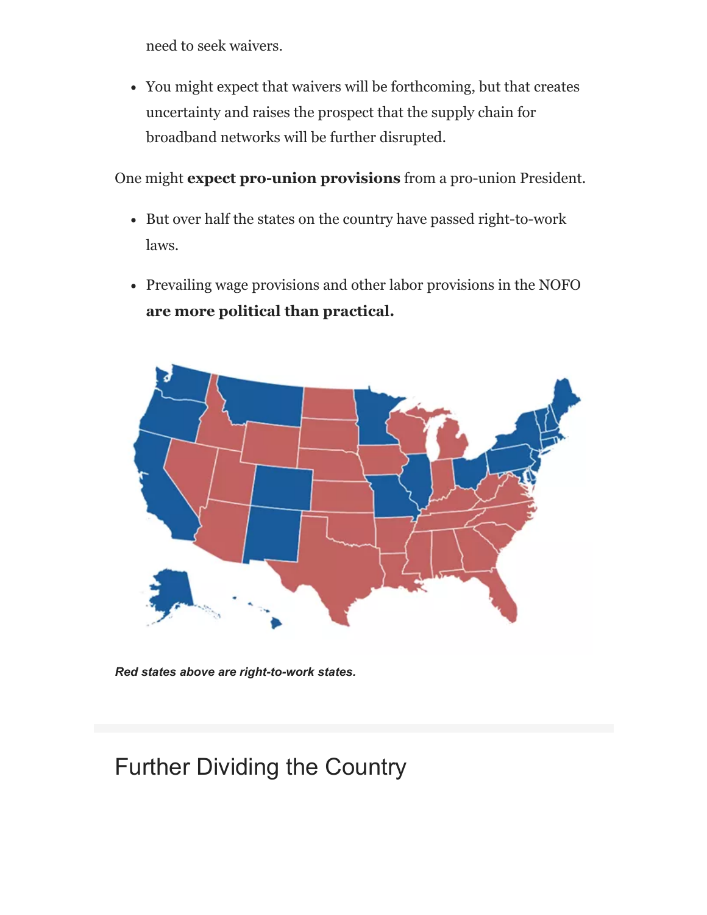need to seek waivers.

- You might expect that waivers will be forthcoming, but that creates uncertainty and raises the prospect that the supply chain for broadband networks will be further disrupted.

One might **expect pro-union provisions** from a pro-union President.

- But over half the states on the country have passed right-to-work laws.
- Prevailing wage provisions and other labor provisions in the NOFO **are more political than practical.**

***Red states above are right-to-work states.***

## Further Dividing the Country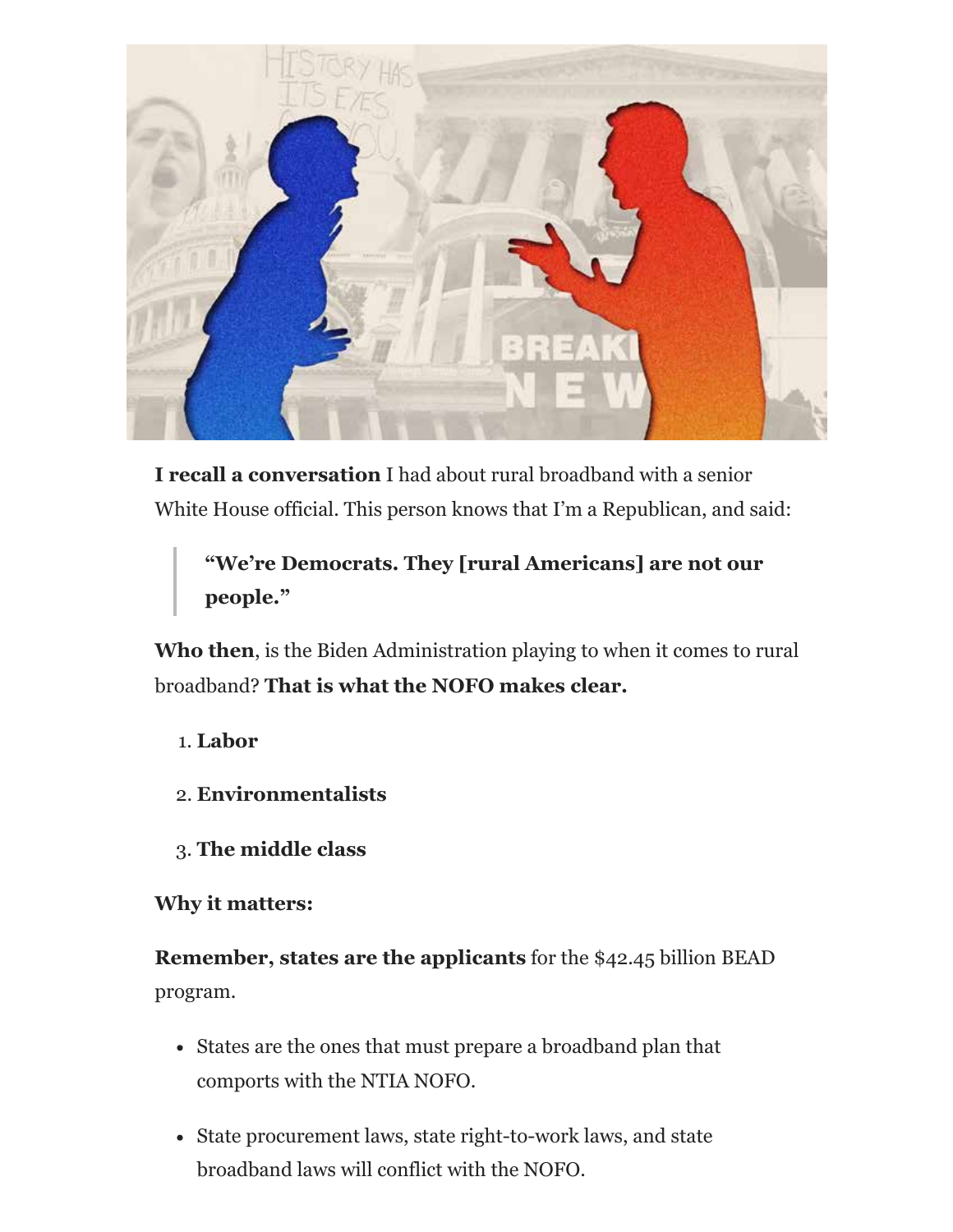**I recall a conversation** I had about rural broadband with a senior White House official. This person knows that I'm a Republican, and said:

> **"We're Democrats. They [rural Americans] are not our people."**

**Who then**, is the Biden Administration playing to when it comes to rural broadband? **That is what the NOFO makes clear.**

1. **Labor**
2. **Environmentalists**
3. **The middle class**

**Why it matters:**

**Remember, states are the applicants** for the $42.45 billion BEAD program.

- States are the ones that must prepare a broadband plan that comports with the NTIA NOFO.
- State procurement laws, state right-to-work laws, and state broadband laws will conflict with the NOFO.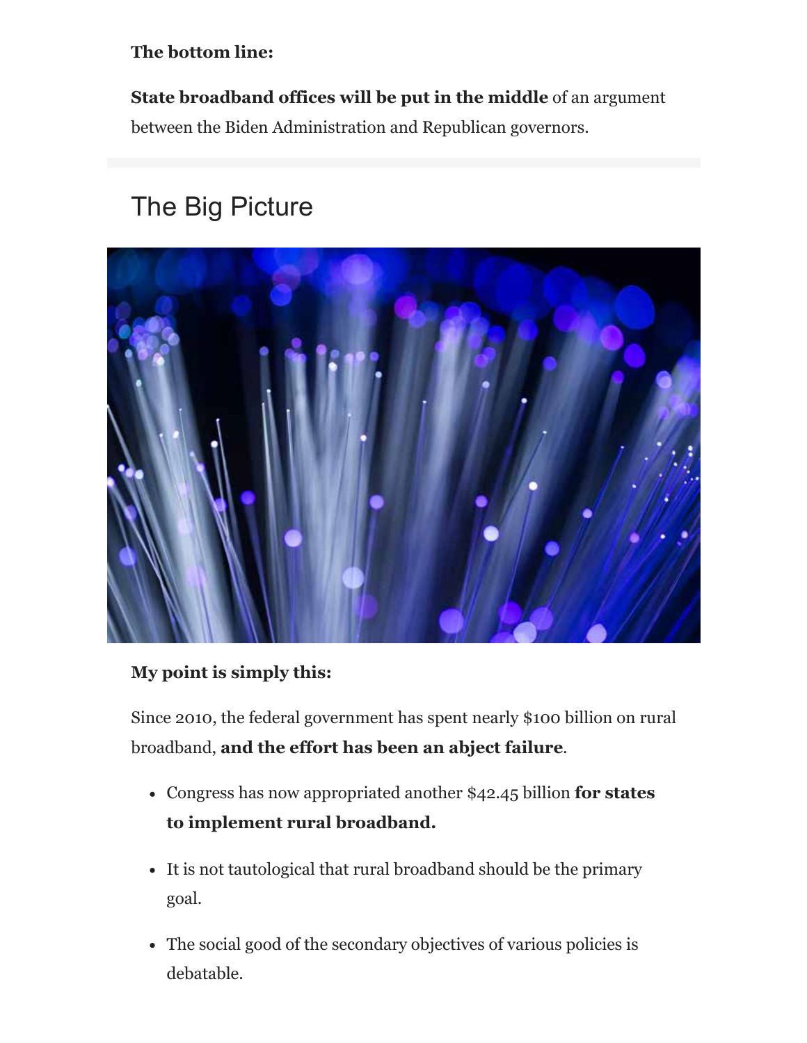**The bottom line:**

**State broadband offices will be put in the middle** of an argument between the Biden Administration and Republican governors.

## The Big Picture

**My point is simply this:**

Since 2010, the federal government has spent nearly $100 billion on rural broadband, **and the effort has been an abject failure**.

- Congress has now appropriated another $42.45 billion **for states to implement rural broadband.**
- It is not tautological that rural broadband should be the primary goal.
- The social good of the secondary objectives of various policies is debatable.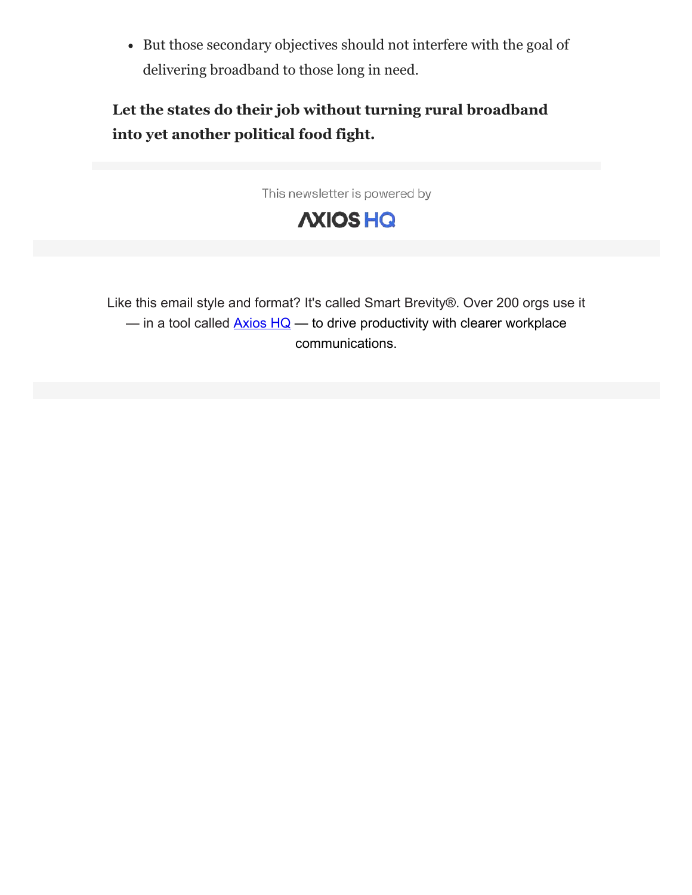- But those secondary objectives should not interfere with the goal of delivering broadband to those long in need.

**Let the states do their job without turning rural broadband into yet another political food fight.**

This newsletter is powered by

AXIOS HQ

Like this email style and format? It's called Smart Brevity®. Over 200 orgs use it — in a tool called [Axios HQ] — to drive productivity with clearer workplace communications.